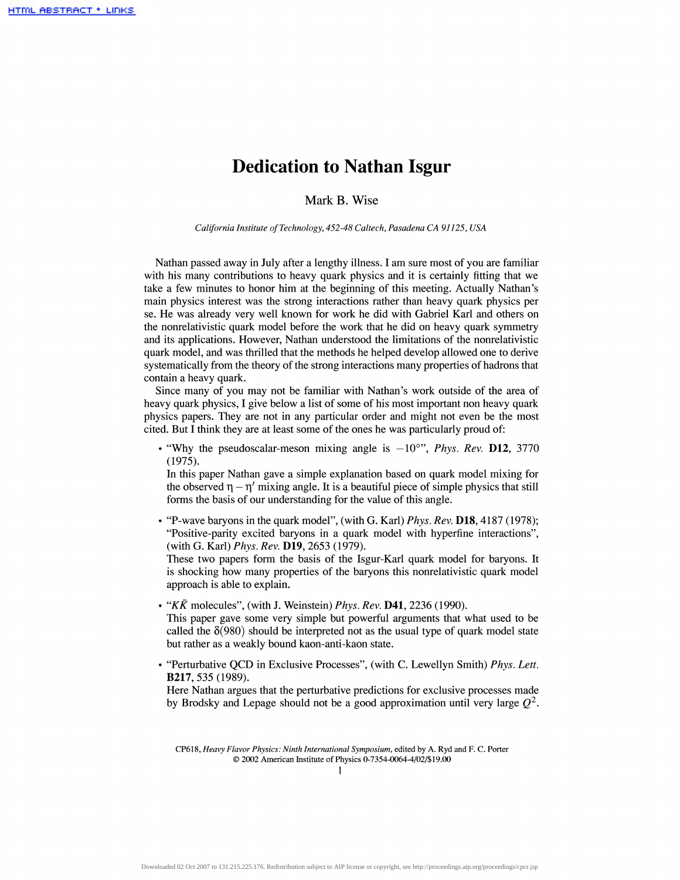# Dedication to Nathan Isgur

Mark B. Wise

*California Institute of Technology, 452-48 Caltech, Pasadena CA 91125, USA*

Nathan passed away in July after a lengthy illness. I am sure most of you are familiar with his many contributions to heavy quark physics and it is certainly fitting that we take a few minutes to honor him at the beginning of this meeting. Actually Nathan's main physics interest was the strong interactions rather than heavy quark physics per se. He was already very well known for work he did with Gabriel Karl and others on the nonrelativistic quark model before the work that he did on heavy quark symmetry and its applications. However, Nathan understood the limitations of the nonrelativistic quark model, and was thrilled that the methods he helped develop allowed one to derive systematically from the theory of the strong interactions many properties of hadrons that contain a heavy quark.

Since many of you may not be familiar with Nathan's work outside of the area of heavy quark physics, I give below a list of some of his most important non heavy quark physics papers. They are not in any particular order and might not even be the most cited. But I think they are at least some of the ones he was particularly proud of:

- "Why the pseudoscalar-meson mixing angle is $-10°$", *Phys. Rev.* **D12**, 3770 (1975).
  In this paper Nathan gave a simple explanation based on quark model mixing for the observed $\eta - \eta'$ mixing angle. It is a beautiful piece of simple physics that still forms the basis of our understanding for the value of this angle.

- "P-wave baryons in the quark model", (with G. Karl) *Phys. Rev.* **D18**, 4187 (1978); "Positive-parity excited baryons in a quark model with hyperfine interactions", (with G. Karl) *Phys. Rev.* **D19**, 2653 (1979).
  These two papers form the basis of the Isgur-Karl quark model for baryons. It is shocking how many properties of the baryons this nonrelativistic quark model approach is able to explain.

- "$K\bar{K}$ molecules", (with J. Weinstein) *Phys. Rev.* **D41**, 2236 (1990).
  This paper gave some very simple but powerful arguments that what used to be called the $\delta(980)$ should be interpreted not as the usual type of quark model state but rather as a weakly bound kaon-anti-kaon state.

- "Perturbative QCD in Exclusive Processes", (with C. Lewellyn Smith) *Phys. Lett.* **B217**, 535 (1989).
  Here Nathan argues that the perturbative predictions for exclusive processes made by Brodsky and Lepage should not be a good approximation until very large $Q^2$.

CP618, *Heavy Flavor Physics: Ninth International Symposium*, edited by A. Ryd and F. C. Porter
© 2002 American Institute of Physics 0-7354-0064-4/02/$19.00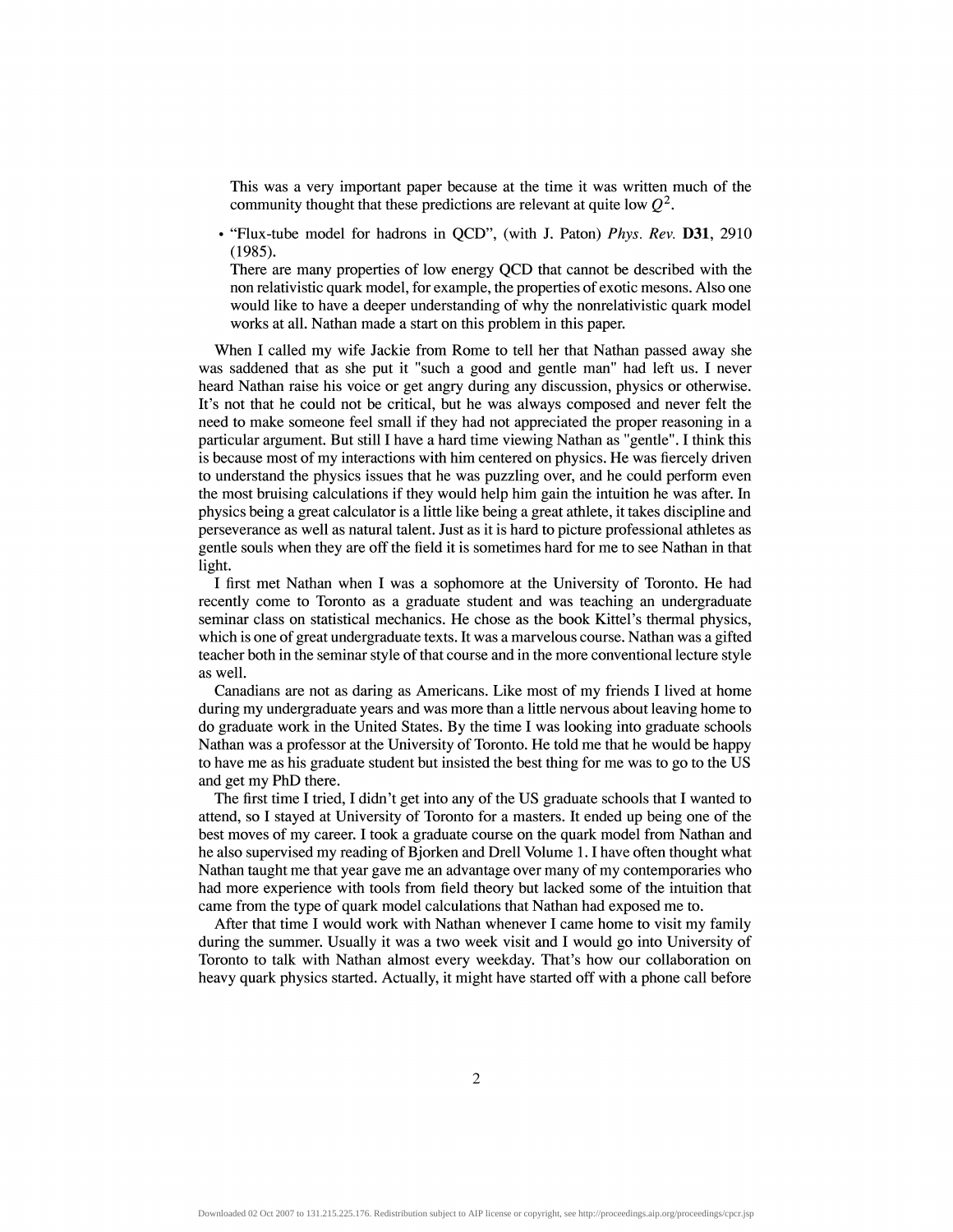This was a very important paper because at the time it was written much of the community thought that these predictions are relevant at quite low $Q^2$.

- "Flux-tube model for hadrons in QCD", (with J. Paton) *Phys. Rev.* **D31**, 2910 (1985).
  There are many properties of low energy QCD that cannot be described with the non relativistic quark model, for example, the properties of exotic mesons. Also one would like to have a deeper understanding of why the nonrelativistic quark model works at all. Nathan made a start on this problem in this paper.

When I called my wife Jackie from Rome to tell her that Nathan passed away she was saddened that as she put it "such a good and gentle man" had left us. I never heard Nathan raise his voice or get angry during any discussion, physics or otherwise. It's not that he could not be critical, but he was always composed and never felt the need to make someone feel small if they had not appreciated the proper reasoning in a particular argument. But still I have a hard time viewing Nathan as "gentle". I think this is because most of my interactions with him centered on physics. He was fiercely driven to understand the physics issues that he was puzzling over, and he could perform even the most bruising calculations if they would help him gain the intuition he was after. In physics being a great calculator is a little like being a great athlete, it takes discipline and perseverance as well as natural talent. Just as it is hard to picture professional athletes as gentle souls when they are off the field it is sometimes hard for me to see Nathan in that light.

I first met Nathan when I was a sophomore at the University of Toronto. He had recently come to Toronto as a graduate student and was teaching an undergraduate seminar class on statistical mechanics. He chose as the book Kittel's thermal physics, which is one of great undergraduate texts. It was a marvelous course. Nathan was a gifted teacher both in the seminar style of that course and in the more conventional lecture style as well.

Canadians are not as daring as Americans. Like most of my friends I lived at home during my undergraduate years and was more than a little nervous about leaving home to do graduate work in the United States. By the time I was looking into graduate schools Nathan was a professor at the University of Toronto. He told me that he would be happy to have me as his graduate student but insisted the best thing for me was to go to the US and get my PhD there.

The first time I tried, I didn't get into any of the US graduate schools that I wanted to attend, so I stayed at University of Toronto for a masters. It ended up being one of the best moves of my career. I took a graduate course on the quark model from Nathan and he also supervised my reading of Bjorken and Drell Volume 1. I have often thought what Nathan taught me that year gave me an advantage over many of my contemporaries who had more experience with tools from field theory but lacked some of the intuition that came from the type of quark model calculations that Nathan had exposed me to.

After that time I would work with Nathan whenever I came home to visit my family during the summer. Usually it was a two week visit and I would go into University of Toronto to talk with Nathan almost every weekday. That's how our collaboration on heavy quark physics started. Actually, it might have started off with a phone call before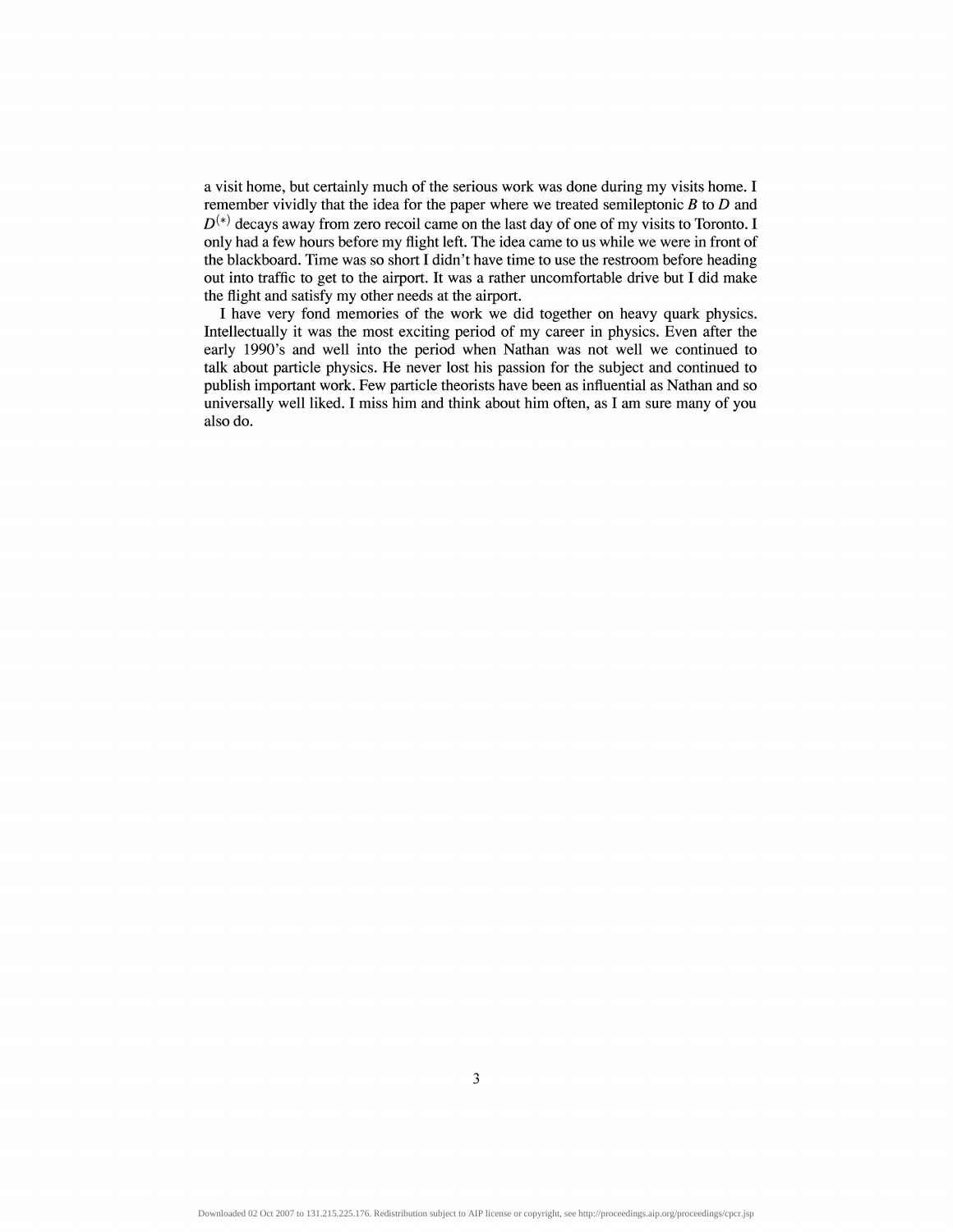a visit home, but certainly much of the serious work was done during my visits home. I remember vividly that the idea for the paper where we treated semileptonic $B$ to $D$ and $D^{(*)}$ decays away from zero recoil came on the last day of one of my visits to Toronto. I only had a few hours before my flight left. The idea came to us while we were in front of the blackboard. Time was so short I didn't have time to use the restroom before heading out into traffic to get to the airport. It was a rather uncomfortable drive but I did make the flight and satisfy my other needs at the airport.

I have very fond memories of the work we did together on heavy quark physics. Intellectually it was the most exciting period of my career in physics. Even after the early 1990's and well into the period when Nathan was not well we continued to talk about particle physics. He never lost his passion for the subject and continued to publish important work. Few particle theorists have been as influential as Nathan and so universally well liked. I miss him and think about him often, as I am sure many of you also do.